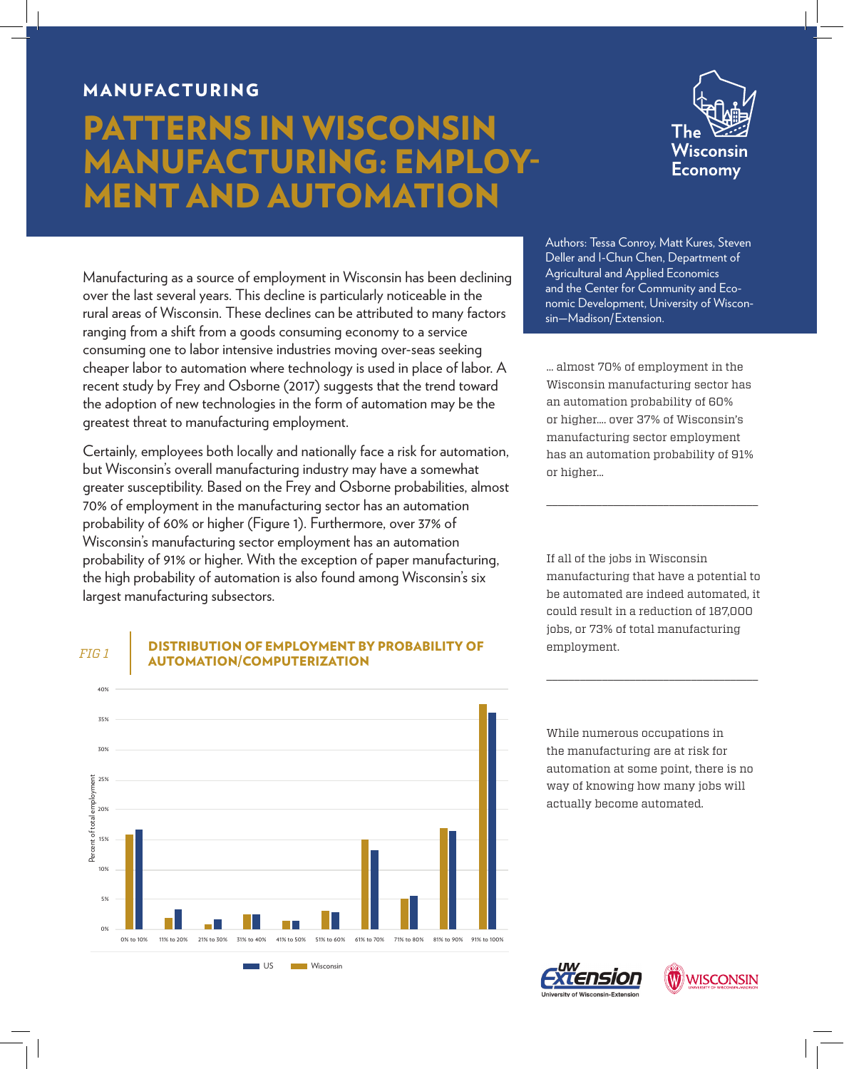MANUFACTURING

# PATTERNS IN WISCONSIN MANUFACTURING: EMPLOYMENT AND AUTOMATION

The Wisconsin Economy

Authors: Tessa Conroy, Matt Kures, Steven Deller and I-Chun Chen, Department of Agricultural and Applied Economics and the Center for Community and Economic Development, University of Wisconsin—Madison/Extension.

Manufacturing as a source of employment in Wisconsin has been declining over the last several years. This decline is particularly noticeable in the rural areas of Wisconsin. These declines can be attributed to many factors ranging from a shift from a goods consuming economy to a service consuming one to labor intensive industries moving over-seas seeking cheaper labor to automation where technology is used in place of labor. A recent study by Frey and Osborne (2017) suggests that the trend toward the adoption of new technologies in the form of automation may be the greatest threat to manufacturing employment.

Certainly, employees both locally and nationally face a risk for automation, but Wisconsin's overall manufacturing industry may have a somewhat greater susceptibility. Based on the Frey and Osborne probabilities, almost 70% of employment in the manufacturing sector has an automation probability of 60% or higher (Figure 1). Furthermore, over 37% of Wisconsin's manufacturing sector employment has an automation probability of 91% or higher. With the exception of paper manufacturing, the high probability of automation is also found among Wisconsin's six largest manufacturing subsectors.

*FIG 1* **DISTRIBUTION OF EMPLOYMENT BY PROBABILITY OF AUTOMATION/COMPUTERIZATION**

Percent of total employment (0%–40%) by automation probability range: 0% to 10%, 11% to 20%, 21% to 30%, 31% to 40%, 41% to 50%, 51% to 60%, 61% to 70%, 71% to 80%, 81% to 90%, 91% to 100%. Legend: US, Wisconsin.

> … almost 70% of employment in the Wisconsin manufacturing sector has an automation probability of 60% or higher.... over 37% of Wisconsin's manufacturing sector employment has an automation probability of 91% or higher…

> If all of the jobs in Wisconsin manufacturing that have a potential to be automated are indeed automated, it could result in a reduction of 187,000 jobs, or 73% of total manufacturing employment.

> While numerous occupations in the manufacturing are at risk for automation at some point, there is no way of knowing how many jobs will actually become automated.

UW Extension, University of Wisconsin-Extension | Wisconsin, University of Wisconsin-Madison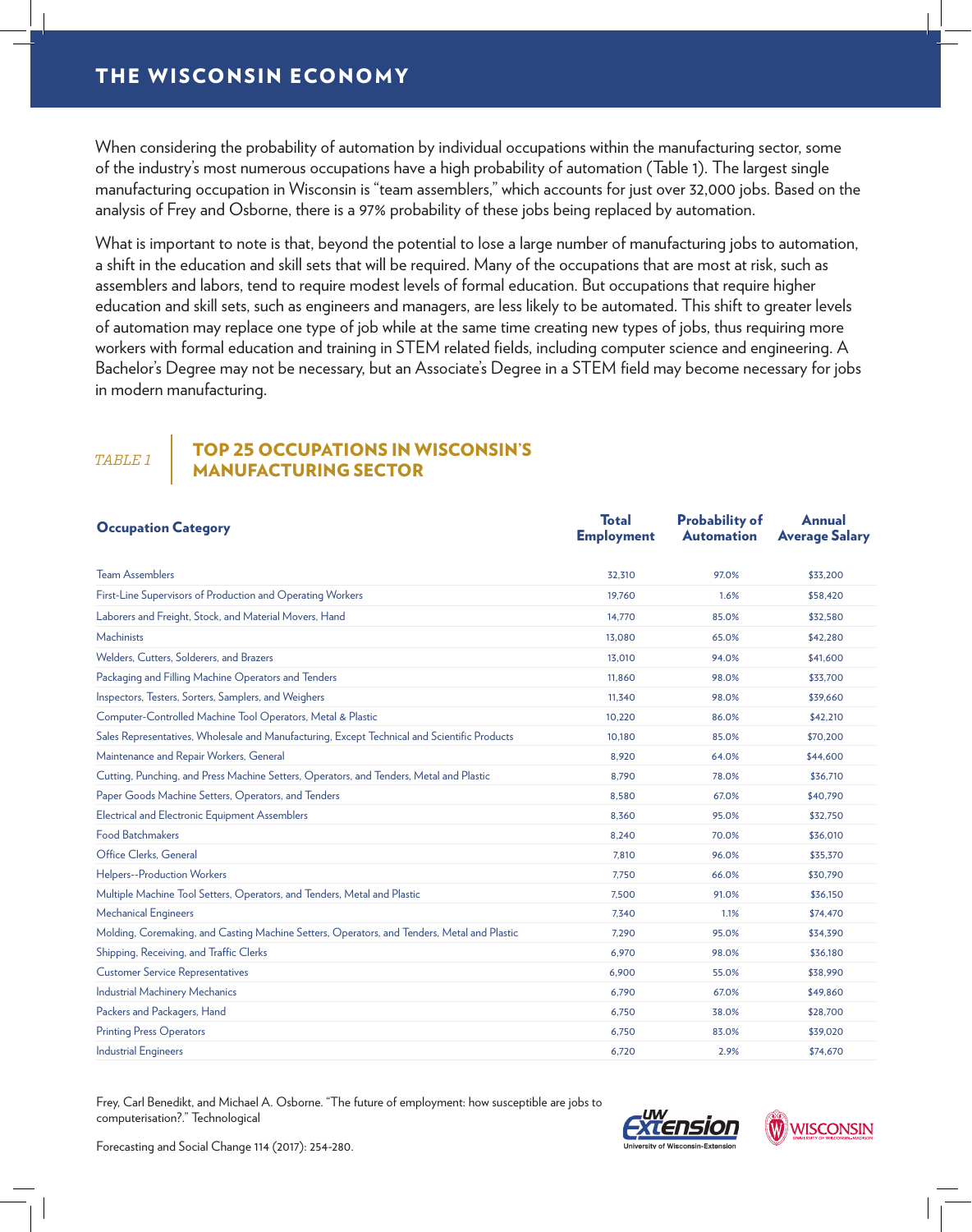# THE WISCONSIN ECONOMY

When considering the probability of automation by individual occupations within the manufacturing sector, some of the industry's most numerous occupations have a high probability of automation (Table 1). The largest single manufacturing occupation in Wisconsin is "team assemblers," which accounts for just over 32,000 jobs. Based on the analysis of Frey and Osborne, there is a 97% probability of these jobs being replaced by automation.

What is important to note is that, beyond the potential to lose a large number of manufacturing jobs to automation, a shift in the education and skill sets that will be required. Many of the occupations that are most at risk, such as assemblers and labors, tend to require modest levels of formal education. But occupations that require higher education and skill sets, such as engineers and managers, are less likely to be automated. This shift to greater levels of automation may replace one type of job while at the same time creating new types of jobs, thus requiring more workers with formal education and training in STEM related fields, including computer science and engineering. A Bachelor's Degree may not be necessary, but an Associate's Degree in a STEM field may become necessary for jobs in modern manufacturing.

*TABLE 1*

## TOP 25 OCCUPATIONS IN WISCONSIN'S MANUFACTURING SECTOR

| Occupation Category | Total Employment | Probability of Automation | Annual Average Salary |
|---|---|---|---|
| Team Assemblers | 32,310 | 97.0% | $33,200 |
| First-Line Supervisors of Production and Operating Workers | 19,760 | 1.6% | $58,420 |
| Laborers and Freight, Stock, and Material Movers, Hand | 14,770 | 85.0% | $32,580 |
| Machinists | 13,080 | 65.0% | $42,280 |
| Welders, Cutters, Solderers, and Brazers | 13,010 | 94.0% | $41,600 |
| Packaging and Filling Machine Operators and Tenders | 11,860 | 98.0% | $33,700 |
| Inspectors, Testers, Sorters, Samplers, and Weighers | 11,340 | 98.0% | $39,660 |
| Computer-Controlled Machine Tool Operators, Metal & Plastic | 10,220 | 86.0% | $42,210 |
| Sales Representatives, Wholesale and Manufacturing, Except Technical and Scientific Products | 10,180 | 85.0% | $70,200 |
| Maintenance and Repair Workers, General | 8,920 | 64.0% | $44,600 |
| Cutting, Punching, and Press Machine Setters, Operators, and Tenders, Metal and Plastic | 8,790 | 78.0% | $36,710 |
| Paper Goods Machine Setters, Operators, and Tenders | 8,580 | 67.0% | $40,790 |
| Electrical and Electronic Equipment Assemblers | 8,360 | 95.0% | $32,750 |
| Food Batchmakers | 8,240 | 70.0% | $36,010 |
| Office Clerks, General | 7,810 | 96.0% | $35,370 |
| Helpers--Production Workers | 7,750 | 66.0% | $30,790 |
| Multiple Machine Tool Setters, Operators, and Tenders, Metal and Plastic | 7,500 | 91.0% | $36,150 |
| Mechanical Engineers | 7,340 | 1.1% | $74,470 |
| Molding, Coremaking, and Casting Machine Setters, Operators, and Tenders, Metal and Plastic | 7,290 | 95.0% | $34,390 |
| Shipping, Receiving, and Traffic Clerks | 6,970 | 98.0% | $36,180 |
| Customer Service Representatives | 6,900 | 55.0% | $38,990 |
| Industrial Machinery Mechanics | 6,790 | 67.0% | $49,860 |
| Packers and Packagers, Hand | 6,750 | 38.0% | $28,700 |
| Printing Press Operators | 6,750 | 83.0% | $39,020 |
| Industrial Engineers | 6,720 | 2.9% | $74,670 |

Frey, Carl Benedikt, and Michael A. Osborne. "The future of employment: how susceptible are jobs to computerisation?." Technological

Forecasting and Social Change 114 (2017): 254-280.